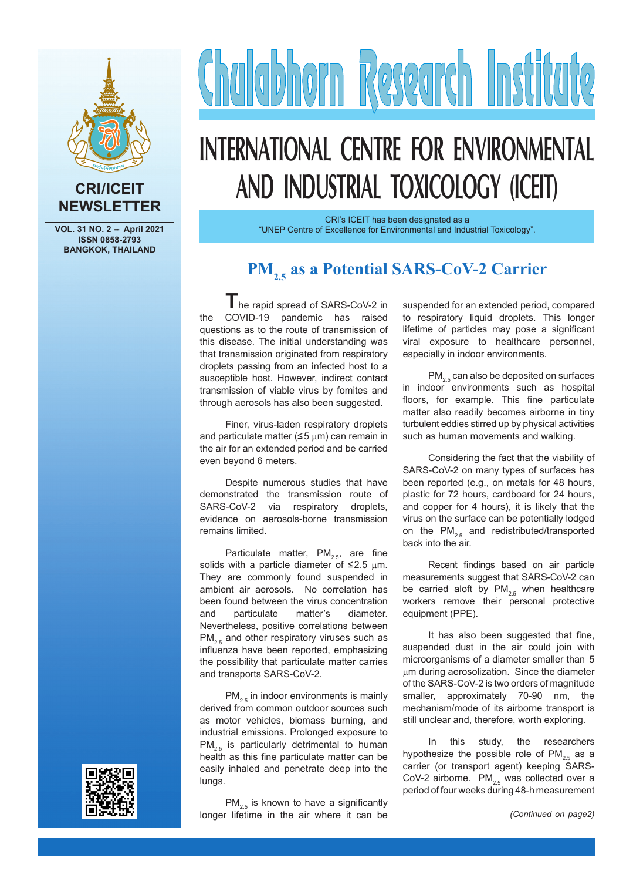# Chulabhorn Research Institute

# INTERNATIONAL CENTRE FOR ENVIRONMENTAL AND INDUSTRIAL TOXICOLOGY (ICEIT)

CRI/ICEIT NEWSLETTER

VOL. 31 NO. 2 – April 2021
ISSN 0858-2793
BANGKOK, THAILAND

CRI's ICEIT has been designated as a "UNEP Centre of Excellence for Environmental and Industrial Toxicology".

## $PM_{2.5}$ as a Potential SARS-CoV-2 Carrier

The rapid spread of SARS-CoV-2 in the COVID-19 pandemic has raised questions as to the route of transmission of this disease. The initial understanding was that transmission originated from respiratory droplets passing from an infected host to a susceptible host. However, indirect contact transmission of viable virus by fomites and through aerosols has also been suggested.

Finer, virus-laden respiratory droplets and particulate matter (≤5 μm) can remain in the air for an extended period and be carried even beyond 6 meters.

Despite numerous studies that have demonstrated the transmission route of SARS-CoV-2 via respiratory droplets, evidence on aerosols-borne transmission remains limited.

Particulate matter, $PM_{2.5}$, are fine solids with a particle diameter of ≤2.5 μm. They are commonly found suspended in ambient air aerosols. No correlation has been found between the virus concentration and particulate matter's diameter. Nevertheless, positive correlations between $PM_{2.5}$ and other respiratory viruses such as influenza have been reported, emphasizing the possibility that particulate matter carries and transports SARS-CoV-2.

$PM_{2.5}$ in indoor environments is mainly derived from common outdoor sources such as motor vehicles, biomass burning, and industrial emissions. Prolonged exposure to $PM_{2.5}$ is particularly detrimental to human health as this fine particulate matter can be easily inhaled and penetrate deep into the lungs.

$PM_{2.5}$ is known to have a significantly longer lifetime in the air where it can be suspended for an extended period, compared to respiratory liquid droplets. This longer lifetime of particles may pose a significant viral exposure to healthcare personnel, especially in indoor environments.

$PM_{2.5}$ can also be deposited on surfaces in indoor environments such as hospital floors, for example. This fine particulate matter also readily becomes airborne in tiny turbulent eddies stirred up by physical activities such as human movements and walking.

Considering the fact that the viability of SARS-CoV-2 on many types of surfaces has been reported (e.g., on metals for 48 hours, plastic for 72 hours, cardboard for 24 hours, and copper for 4 hours), it is likely that the virus on the surface can be potentially lodged on the $PM_{2.5}$ and redistributed/transported back into the air.

Recent findings based on air particle measurements suggest that SARS-CoV-2 can be carried aloft by $PM_{2.5}$ when healthcare workers remove their personal protective equipment (PPE).

It has also been suggested that fine, suspended dust in the air could join with microorganisms of a diameter smaller than 5 μm during aerosolization. Since the diameter of the SARS-CoV-2 is two orders of magnitude smaller, approximately 70-90 nm, the mechanism/mode of its airborne transport is still unclear and, therefore, worth exploring.

In this study, the researchers hypothesize the possible role of $PM_{2.5}$ as a carrier (or transport agent) keeping SARS-CoV-2 airborne. $PM_{2.5}$ was collected over a period of four weeks during 48-h measurement

*(Continued on page2)*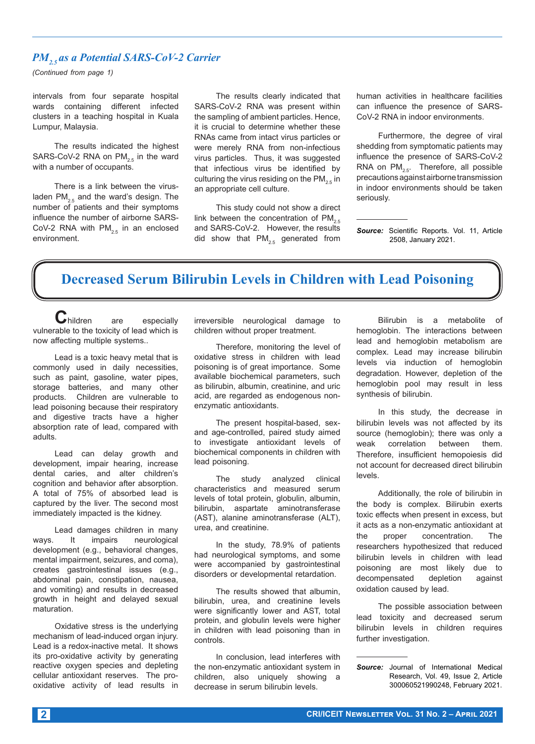## $PM_{2.5}$ as a Potential SARS-CoV-2 Carrier

*(Continued from page 1)*

intervals from four separate hospital wards containing different infected clusters in a teaching hospital in Kuala Lumpur, Malaysia.

The results indicated the highest SARS-CoV-2 RNA on $PM_{2.5}$ in the ward with a number of occupants.

There is a link between the virus-laden $PM_{2.5}$ and the ward's design. The number of patients and their symptoms influence the number of airborne SARS-CoV-2 RNA with $PM_{2.5}$ in an enclosed environment.

The results clearly indicated that SARS-CoV-2 RNA was present within the sampling of ambient particles. Hence, it is crucial to determine whether these RNAs came from intact virus particles or were merely RNA from non-infectious virus particles. Thus, it was suggested that infectious virus be identified by culturing the virus residing on the $PM_{2.5}$ in an appropriate cell culture.

This study could not show a direct link between the concentration of $PM_{2.5}$ and SARS-CoV-2. However, the results did show that $PM_{2.5}$ generated from human activities in healthcare facilities can influence the presence of SARS-CoV-2 RNA in indoor environments.

Furthermore, the degree of viral shedding from symptomatic patients may influence the presence of SARS-CoV-2 RNA on $PM_{2.5}$. Therefore, all possible precautions against airborne transmission in indoor environments should be taken seriously.

---

***Source:*** Scientific Reports. Vol. 11, Article 2508, January 2021.

# Decreased Serum Bilirubin Levels in Children with Lead Poisoning

Children are especially vulnerable to the toxicity of lead which is now affecting multiple systems..

Lead is a toxic heavy metal that is commonly used in daily necessities, such as paint, gasoline, water pipes, storage batteries, and many other products. Children are vulnerable to lead poisoning because their respiratory and digestive tracts have a higher absorption rate of lead, compared with adults.

Lead can delay growth and development, impair hearing, increase dental caries, and alter children's cognition and behavior after absorption. A total of 75% of absorbed lead is captured by the liver. The second most immediately impacted is the kidney.

Lead damages children in many ways. It impairs neurological development (e.g., behavioral changes, mental impairment, seizures, and coma), creates gastrointestinal issues (e.g., abdominal pain, constipation, nausea, and vomiting) and results in decreased growth in height and delayed sexual maturation.

Oxidative stress is the underlying mechanism of lead-induced organ injury. Lead is a redox-inactive metal. It shows its pro-oxidative activity by generating reactive oxygen species and depleting cellular antioxidant reserves. The pro-oxidative activity of lead results in irreversible neurological damage to children without proper treatment.

Therefore, monitoring the level of oxidative stress in children with lead poisoning is of great importance. Some available biochemical parameters, such as bilirubin, albumin, creatinine, and uric acid, are regarded as endogenous non-enzymatic antioxidants.

The present hospital-based, sex- and age-controlled, paired study aimed to investigate antioxidant levels of biochemical components in children with lead poisoning.

The study analyzed clinical characteristics and measured serum levels of total protein, globulin, albumin, bilirubin, aspartate aminotransferase (AST), alanine aminotransferase (ALT), urea, and creatinine.

In the study, 78.9% of patients had neurological symptoms, and some were accompanied by gastrointestinal disorders or developmental retardation.

The results showed that albumin, bilirubin, urea, and creatinine levels were significantly lower and AST, total protein, and globulin levels were higher in children with lead poisoning than in controls.

In conclusion, lead interferes with the non-enzymatic antioxidant system in children, also uniquely showing a decrease in serum bilirubin levels.

Bilirubin is a metabolite of hemoglobin. The interactions between lead and hemoglobin metabolism are complex. Lead may increase bilirubin levels via induction of hemoglobin degradation. However, depletion of the hemoglobin pool may result in less synthesis of bilirubin.

In this study, the decrease in bilirubin levels was not affected by its source (hemoglobin); there was only a weak correlation between them. Therefore, insufficient hemopoiesis did not account for decreased direct bilirubin levels.

Additionally, the role of bilirubin in the body is complex. Bilirubin exerts toxic effects when present in excess, but it acts as a non-enzymatic antioxidant at the proper concentration. The researchers hypothesized that reduced bilirubin levels in children with lead poisoning are most likely due to decompensated depletion against oxidation caused by lead.

The possible association between lead toxicity and decreased serum bilirubin levels in children requires further investigation.

---

***Source:*** Journal of International Medical Research, Vol. 49, Issue 2, Article 300060521990248, February 2021.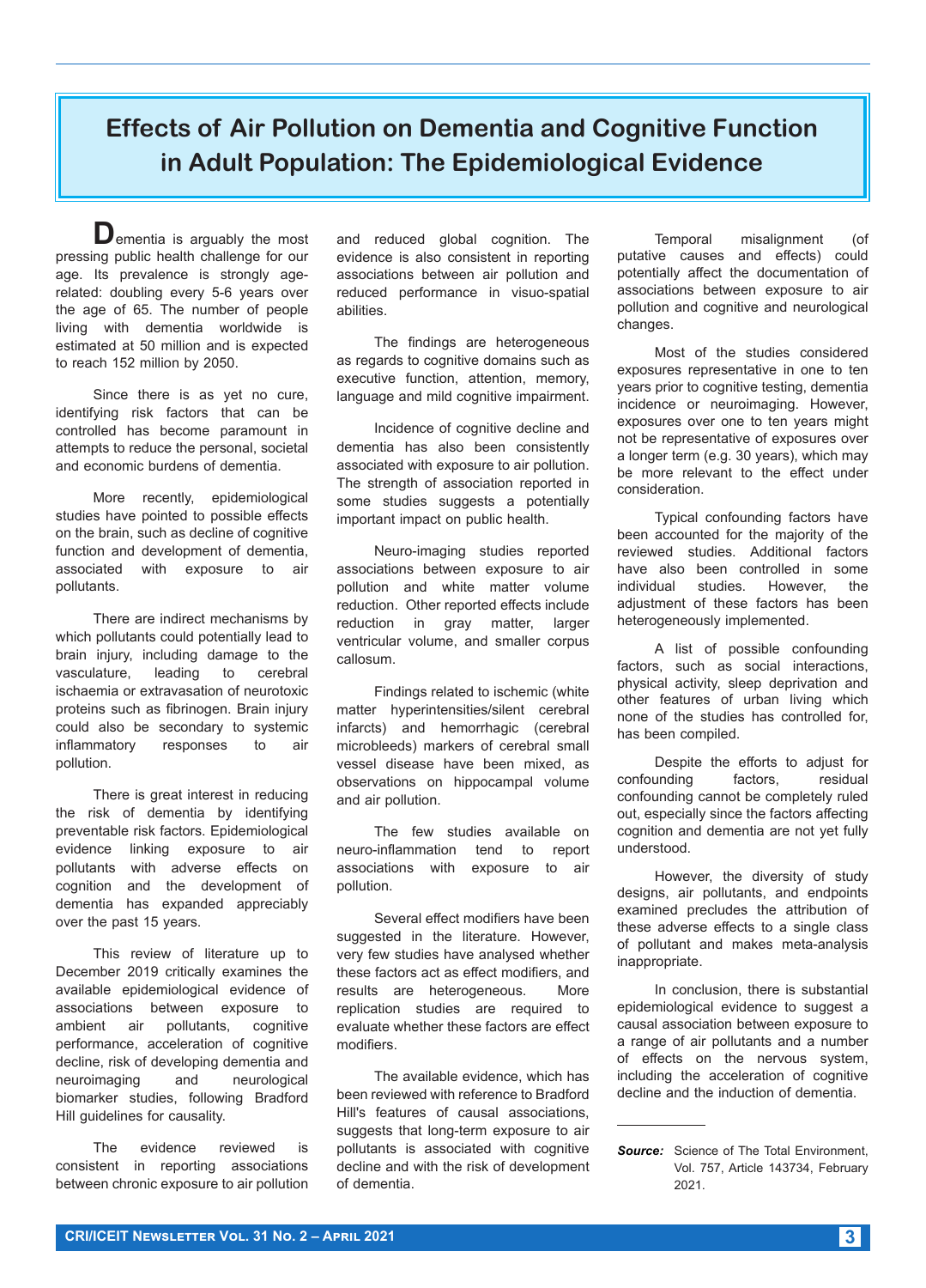# Effects of Air Pollution on Dementia and Cognitive Function in Adult Population: The Epidemiological Evidence

Dementia is arguably the most pressing public health challenge for our age. Its prevalence is strongly age-related: doubling every 5-6 years over the age of 65. The number of people living with dementia worldwide is estimated at 50 million and is expected to reach 152 million by 2050.

Since there is as yet no cure, identifying risk factors that can be controlled has become paramount in attempts to reduce the personal, societal and economic burdens of dementia.

More recently, epidemiological studies have pointed to possible effects on the brain, such as decline of cognitive function and development of dementia, associated with exposure to air pollutants.

There are indirect mechanisms by which pollutants could potentially lead to brain injury, including damage to the vasculature, leading to cerebral ischaemia or extravasation of neurotoxic proteins such as fibrinogen. Brain injury could also be secondary to systemic inflammatory responses to air pollution.

There is great interest in reducing the risk of dementia by identifying preventable risk factors. Epidemiological evidence linking exposure to air pollutants with adverse effects on cognition and the development of dementia has expanded appreciably over the past 15 years.

This review of literature up to December 2019 critically examines the available epidemiological evidence of associations between exposure to ambient air pollutants, cognitive performance, acceleration of cognitive decline, risk of developing dementia and neuroimaging and neurological biomarker studies, following Bradford Hill guidelines for causality.

The evidence reviewed is consistent in reporting associations between chronic exposure to air pollution and reduced global cognition. The evidence is also consistent in reporting associations between air pollution and reduced performance in visuo-spatial abilities.

The findings are heterogeneous as regards to cognitive domains such as executive function, attention, memory, language and mild cognitive impairment.

Incidence of cognitive decline and dementia has also been consistently associated with exposure to air pollution. The strength of association reported in some studies suggests a potentially important impact on public health.

Neuro-imaging studies reported associations between exposure to air pollution and white matter volume reduction. Other reported effects include reduction in gray matter, larger ventricular volume, and smaller corpus callosum.

Findings related to ischemic (white matter hyperintensities/silent cerebral infarcts) and hemorrhagic (cerebral microbleeds) markers of cerebral small vessel disease have been mixed, as observations on hippocampal volume and air pollution.

The few studies available on neuro-inflammation tend to report associations with exposure to air pollution.

Several effect modifiers have been suggested in the literature. However, very few studies have analysed whether these factors act as effect modifiers, and results are heterogeneous. More replication studies are required to evaluate whether these factors are effect modifiers.

The available evidence, which has been reviewed with reference to Bradford Hill's features of causal associations, suggests that long-term exposure to air pollutants is associated with cognitive decline and with the risk of development of dementia.

Temporal misalignment (of putative causes and effects) could potentially affect the documentation of associations between exposure to air pollution and cognitive and neurological changes.

Most of the studies considered exposures representative in one to ten years prior to cognitive testing, dementia incidence or neuroimaging. However, exposures over one to ten years might not be representative of exposures over a longer term (e.g. 30 years), which may be more relevant to the effect under consideration.

Typical confounding factors have been accounted for the majority of the reviewed studies. Additional factors have also been controlled in some individual studies. However, the adjustment of these factors has been heterogeneously implemented.

A list of possible confounding factors, such as social interactions, physical activity, sleep deprivation and other features of urban living which none of the studies has controlled for, has been compiled.

Despite the efforts to adjust for confounding factors, residual confounding cannot be completely ruled out, especially since the factors affecting cognition and dementia are not yet fully understood.

However, the diversity of study designs, air pollutants, and endpoints examined precludes the attribution of these adverse effects to a single class of pollutant and makes meta-analysis inappropriate.

In conclusion, there is substantial epidemiological evidence to suggest a causal association between exposure to a range of air pollutants and a number of effects on the nervous system, including the acceleration of cognitive decline and the induction of dementia.

---

***Source:*** Science of The Total Environment, Vol. 757, Article 143734, February 2021.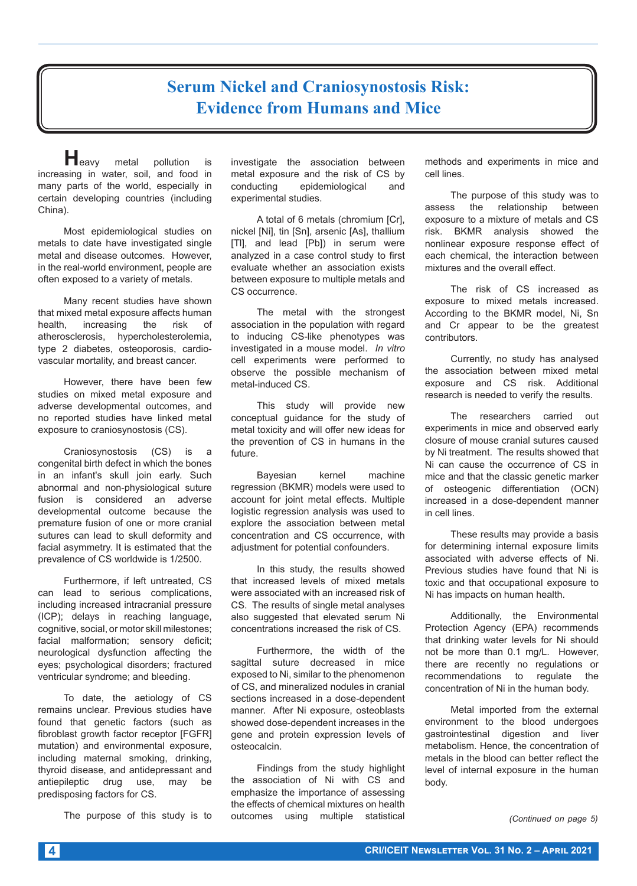# Serum Nickel and Craniosynostosis Risk: Evidence from Humans and Mice

Heavy metal pollution is increasing in water, soil, and food in many parts of the world, especially in certain developing countries (including China).

Most epidemiological studies on metals to date have investigated single metal and disease outcomes. However, in the real-world environment, people are often exposed to a variety of metals.

Many recent studies have shown that mixed metal exposure affects human health, increasing the risk of atherosclerosis, hypercholesterolemia, type 2 diabetes, osteoporosis, cardio-vascular mortality, and breast cancer.

However, there have been few studies on mixed metal exposure and adverse developmental outcomes, and no reported studies have linked metal exposure to craniosynostosis (CS).

Craniosynostosis (CS) is a congenital birth defect in which the bones in an infant's skull join early. Such abnormal and non-physiological suture fusion is considered an adverse developmental outcome because the premature fusion of one or more cranial sutures can lead to skull deformity and facial asymmetry. It is estimated that the prevalence of CS worldwide is 1/2500.

Furthermore, if left untreated, CS can lead to serious complications, including increased intracranial pressure (ICP); delays in reaching language, cognitive, social, or motor skill milestones; facial malformation; sensory deficit; neurological dysfunction affecting the eyes; psychological disorders; fractured ventricular syndrome; and bleeding.

To date, the aetiology of CS remains unclear. Previous studies have found that genetic factors (such as fibroblast growth factor receptor [FGFR] mutation) and environmental exposure, including maternal smoking, drinking, thyroid disease, and antidepressant and antiepileptic drug use, may be predisposing factors for CS.

The purpose of this study is to investigate the association between metal exposure and the risk of CS by conducting epidemiological and experimental studies.

A total of 6 metals (chromium [Cr], nickel [Ni], tin [Sn], arsenic [As], thallium [Tl], and lead [Pb]) in serum were analyzed in a case control study to first evaluate whether an association exists between exposure to multiple metals and CS occurrence.

The metal with the strongest association in the population with regard to inducing CS-like phenotypes was investigated in a mouse model. *In vitro* cell experiments were performed to observe the possible mechanism of metal-induced CS.

This study will provide new conceptual guidance for the study of metal toxicity and will offer new ideas for the prevention of CS in humans in the future.

Bayesian kernel machine regression (BKMR) models were used to account for joint metal effects. Multiple logistic regression analysis was used to explore the association between metal concentration and CS occurrence, with adjustment for potential confounders.

In this study, the results showed that increased levels of mixed metals were associated with an increased risk of CS. The results of single metal analyses also suggested that elevated serum Ni concentrations increased the risk of CS.

Furthermore, the width of the sagittal suture decreased in mice exposed to Ni, similar to the phenomenon of CS, and mineralized nodules in cranial sections increased in a dose-dependent manner. After Ni exposure, osteoblasts showed dose-dependent increases in the gene and protein expression levels of osteocalcin.

Findings from the study highlight the association of Ni with CS and emphasize the importance of assessing the effects of chemical mixtures on health outcomes using multiple statistical methods and experiments in mice and cell lines.

The purpose of this study was to assess the relationship between exposure to a mixture of metals and CS risk. BKMR analysis showed the nonlinear exposure response effect of each chemical, the interaction between mixtures and the overall effect.

The risk of CS increased as exposure to mixed metals increased. According to the BKMR model, Ni, Sn and Cr appear to be the greatest contributors.

Currently, no study has analysed the association between mixed metal exposure and CS risk. Additional research is needed to verify the results.

The researchers carried out experiments in mice and observed early closure of mouse cranial sutures caused by Ni treatment. The results showed that Ni can cause the occurrence of CS in mice and that the classic genetic marker of osteogenic differentiation (OCN) increased in a dose-dependent manner in cell lines.

These results may provide a basis for determining internal exposure limits associated with adverse effects of Ni. Previous studies have found that Ni is toxic and that occupational exposure to Ni has impacts on human health.

Additionally, the Environmental Protection Agency (EPA) recommends that drinking water levels for Ni should not be more than 0.1 mg/L. However, there are recently no regulations or recommendations to regulate the concentration of Ni in the human body.

Metal imported from the external environment to the blood undergoes gastrointestinal digestion and liver metabolism. Hence, the concentration of metals in the blood can better reflect the level of internal exposure in the human body.

*(Continued on page 5)*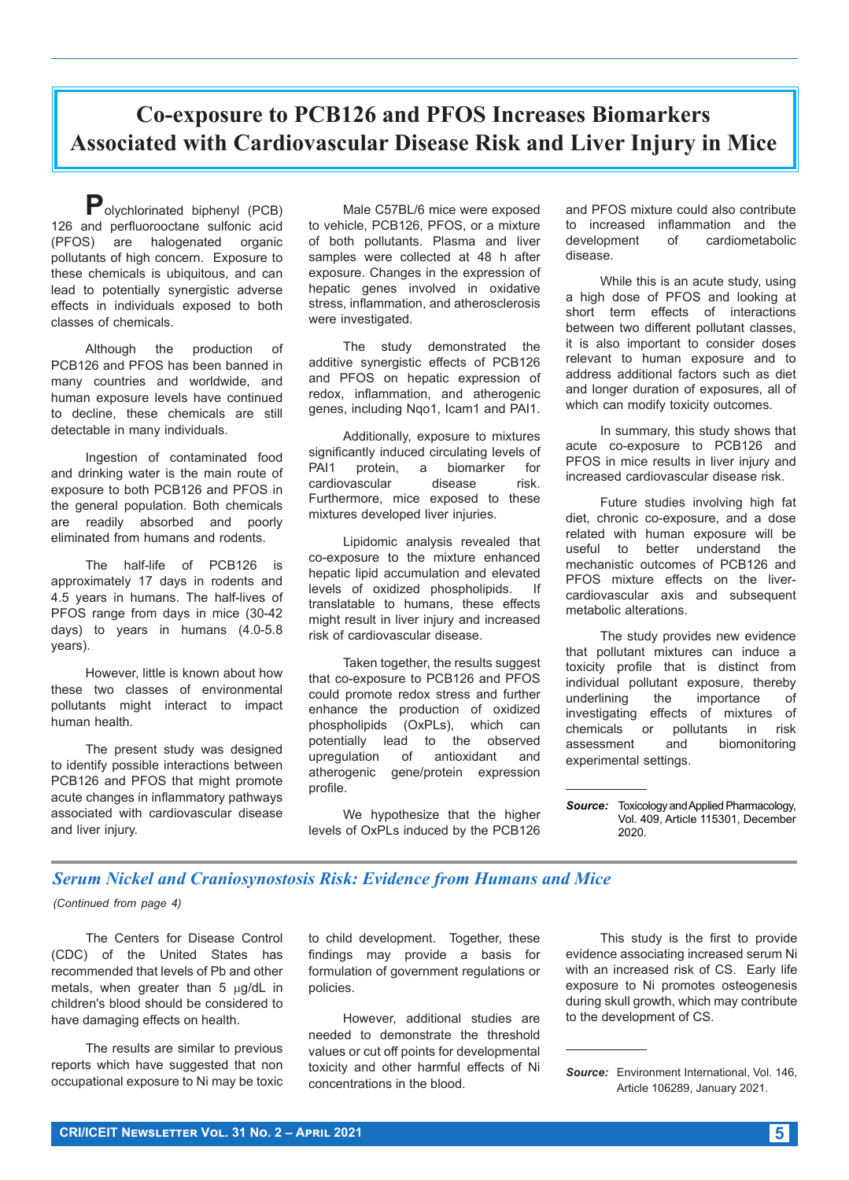# Co-exposure to PCB126 and PFOS Increases Biomarkers Associated with Cardiovascular Disease Risk and Liver Injury in Mice

Polychlorinated biphenyl (PCB) 126 and perfluorooctane sulfonic acid (PFOS) are halogenated organic pollutants of high concern. Exposure to these chemicals is ubiquitous, and can lead to potentially synergistic adverse effects in individuals exposed to both classes of chemicals.

Although the production of PCB126 and PFOS has been banned in many countries and worldwide, and human exposure levels have continued to decline, these chemicals are still detectable in many individuals.

Ingestion of contaminated food and drinking water is the main route of exposure to both PCB126 and PFOS in the general population. Both chemicals are readily absorbed and poorly eliminated from humans and rodents.

The half-life of PCB126 is approximately 17 days in rodents and 4.5 years in humans. The half-lives of PFOS range from days in mice (30-42 days) to years in humans (4.0-5.8 years).

However, little is known about how these two classes of environmental pollutants might interact to impact human health.

The present study was designed to identify possible interactions between PCB126 and PFOS that might promote acute changes in inflammatory pathways associated with cardiovascular disease and liver injury.

Male C57BL/6 mice were exposed to vehicle, PCB126, PFOS, or a mixture of both pollutants. Plasma and liver samples were collected at 48 h after exposure. Changes in the expression of hepatic genes involved in oxidative stress, inflammation, and atherosclerosis were investigated.

The study demonstrated the additive synergistic effects of PCB126 and PFOS on hepatic expression of redox, inflammation, and atherogenic genes, including Nqo1, Icam1 and PAI1.

Additionally, exposure to mixtures significantly induced circulating levels of PAI1 protein, a biomarker for cardiovascular disease risk. Furthermore, mice exposed to these mixtures developed liver injuries.

Lipidomic analysis revealed that co-exposure to the mixture enhanced hepatic lipid accumulation and elevated levels of oxidized phospholipids. If translatable to humans, these effects might result in liver injury and increased risk of cardiovascular disease.

Taken together, the results suggest that co-exposure to PCB126 and PFOS could promote redox stress and further enhance the production of oxidized phospholipids (OxPLs), which can potentially lead to the observed upregulation of antioxidant and atherogenic gene/protein expression profile.

We hypothesize that the higher levels of OxPLs induced by the PCB126 and PFOS mixture could also contribute to increased inflammation and the development of cardiometabolic disease.

While this is an acute study, using a high dose of PFOS and looking at short term effects of interactions between two different pollutant classes, it is also important to consider doses relevant to human exposure and to address additional factors such as diet and longer duration of exposures, all of which can modify toxicity outcomes.

In summary, this study shows that acute co-exposure to PCB126 and PFOS in mice results in liver injury and increased cardiovascular disease risk.

Future studies involving high fat diet, chronic co-exposure, and a dose related with human exposure will be useful to better understand the mechanistic outcomes of PCB126 and PFOS mixture effects on the liver-cardiovascular axis and subsequent metabolic alterations.

The study provides new evidence that pollutant mixtures can induce a toxicity profile that is distinct from individual pollutant exposure, thereby underlining the importance of investigating effects of mixtures of chemicals or pollutants in risk assessment and biomonitoring experimental settings.

***Source:*** Toxicology and Applied Pharmacology, Vol. 409, Article 115301, December 2020.

---

## *Serum Nickel and Craniosynostosis Risk: Evidence from Humans and Mice*

*(Continued from page 4)*

The Centers for Disease Control (CDC) of the United States has recommended that levels of Pb and other metals, when greater than 5 μg/dL in children's blood should be considered to have damaging effects on health.

The results are similar to previous reports which have suggested that non occupational exposure to Ni may be toxic to child development. Together, these findings may provide a basis for formulation of government regulations or policies.

However, additional studies are needed to demonstrate the threshold values or cut off points for developmental toxicity and other harmful effects of Ni concentrations in the blood.

This study is the first to provide evidence associating increased serum Ni with an increased risk of CS. Early life exposure to Ni promotes osteogenesis during skull growth, which may contribute to the development of CS.

***Source:*** Environment International, Vol. 146, Article 106289, January 2021.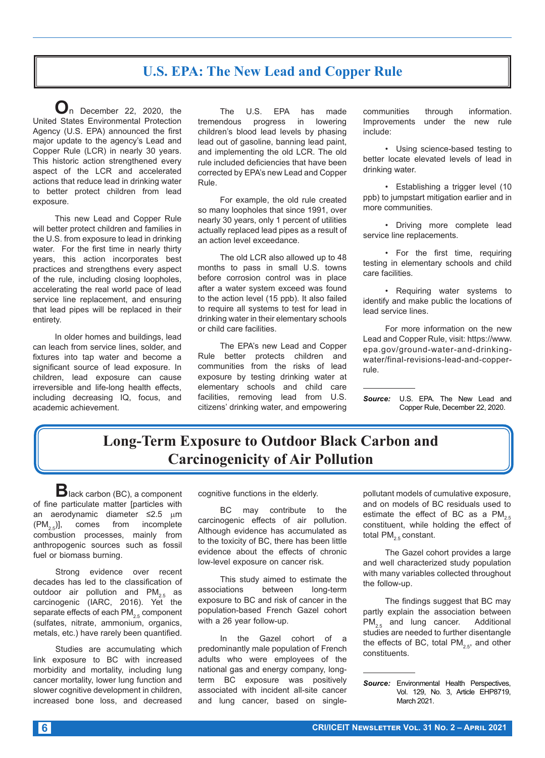# U.S. EPA: The New Lead and Copper Rule

On December 22, 2020, the United States Environmental Protection Agency (U.S. EPA) announced the first major update to the agency's Lead and Copper Rule (LCR) in nearly 30 years. This historic action strengthened every aspect of the LCR and accelerated actions that reduce lead in drinking water to better protect children from lead exposure.

This new Lead and Copper Rule will better protect children and families in the U.S. from exposure to lead in drinking water. For the first time in nearly thirty years, this action incorporates best practices and strengthens every aspect of the rule, including closing loopholes, accelerating the real world pace of lead service line replacement, and ensuring that lead pipes will be replaced in their entirety.

In older homes and buildings, lead can leach from service lines, solder, and fixtures into tap water and become a significant source of lead exposure. In children, lead exposure can cause irreversible and life-long health effects, including decreasing IQ, focus, and academic achievement.

The U.S. EPA has made tremendous progress in lowering children's blood lead levels by phasing lead out of gasoline, banning lead paint, and implementing the old LCR. The old rule included deficiencies that have been corrected by EPA's new Lead and Copper Rule.

For example, the old rule created so many loopholes that since 1991, over nearly 30 years, only 1 percent of utilities actually replaced lead pipes as a result of an action level exceedance.

The old LCR also allowed up to 48 months to pass in small U.S. towns before corrosion control was in place after a water system exceed was found to the action level (15 ppb). It also failed to require all systems to test for lead in drinking water in their elementary schools or child care facilities.

The EPA's new Lead and Copper Rule better protects children and communities from the risks of lead exposure by testing drinking water at elementary schools and child care facilities, removing lead from U.S. citizens' drinking water, and empowering communities through information. Improvements under the new rule include:

- Using science-based testing to better locate elevated levels of lead in drinking water.
- Establishing a trigger level (10 ppb) to jumpstart mitigation earlier and in more communities.
- Driving more complete lead service line replacements.
- For the first time, requiring testing in elementary schools and child care facilities.
- Requiring water systems to identify and make public the locations of lead service lines.

For more information on the new Lead and Copper Rule, visit: https://www.epa.gov/ground-water-and-drinking-water/final-revisions-lead-and-copper-rule.

***Source:*** U.S. EPA. The New Lead and Copper Rule, December 22, 2020.

# Long-Term Exposure to Outdoor Black Carbon and Carcinogenicity of Air Pollution

Black carbon (BC), a component of fine particulate matter [particles with an aerodynamic diameter ≤2.5 µm ($PM_{2.5}$)], comes from incomplete combustion processes, mainly from anthropogenic sources such as fossil fuel or biomass burning.

Strong evidence over recent decades has led to the classification of outdoor air pollution and $PM_{2.5}$ as carcinogenic (IARC, 2016). Yet the separate effects of each $PM_{2.5}$ component (sulfates, nitrate, ammonium, organics, metals, etc.) have rarely been quantified.

Studies are accumulating which link exposure to BC with increased morbidity and mortality, including lung cancer mortality, lower lung function and slower cognitive development in children, increased bone loss, and decreased cognitive functions in the elderly.

BC may contribute to the carcinogenic effects of air pollution. Although evidence has accumulated as to the toxicity of BC, there has been little evidence about the effects of chronic low-level exposure on cancer risk.

This study aimed to estimate the associations between long-term exposure to BC and risk of cancer in the population-based French Gazel cohort with a 26 year follow-up.

In the Gazel cohort of a predominantly male population of French adults who were employees of the national gas and energy company, long-term BC exposure was positively associated with incident all-site cancer and lung cancer, based on single-pollutant models of cumulative exposure, and on models of BC residuals used to estimate the effect of BC as a $PM_{2.5}$ constituent, while holding the effect of total $PM_{2.5}$ constant.

The Gazel cohort provides a large and well characterized study population with many variables collected throughout the follow-up.

The findings suggest that BC may partly explain the association between $PM_{2.5}$ and lung cancer. Additional studies are needed to further disentangle the effects of BC, total $PM_{2.5}$, and other constituents.

***Source:*** Environmental Health Perspectives, Vol. 129, No. 3, Article EHP8719, March 2021.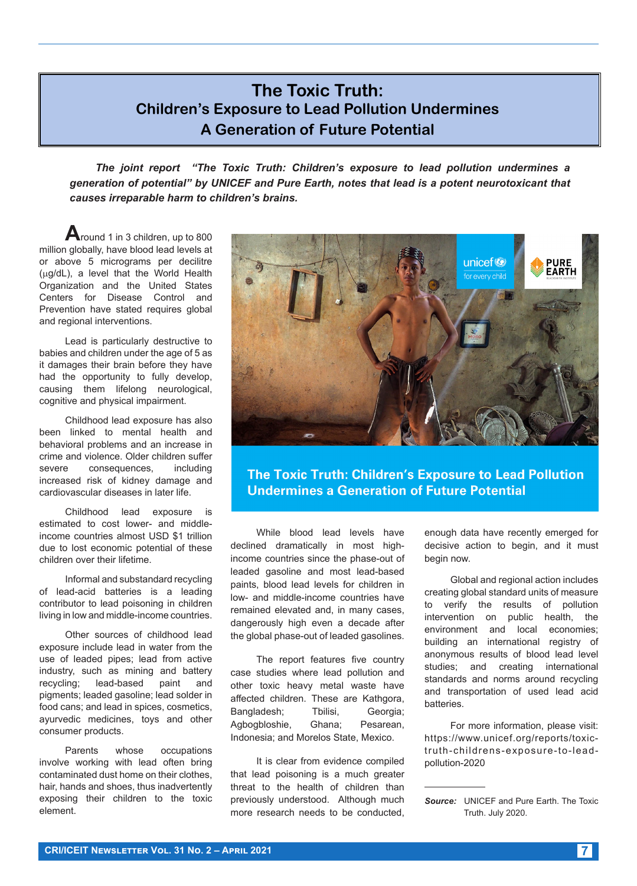# The Toxic Truth: Children's Exposure to Lead Pollution Undermines A Generation of Future Potential

***The joint report "The Toxic Truth: Children's exposure to lead pollution undermines a generation of potential" by UNICEF and Pure Earth, notes that lead is a potent neurotoxicant that causes irreparable harm to children's brains.***

Around 1 in 3 children, up to 800 million globally, have blood lead levels at or above 5 micrograms per decilitre (µg/dL), a level that the World Health Organization and the United States Centers for Disease Control and Prevention have stated requires global and regional interventions.

Lead is particularly destructive to babies and children under the age of 5 as it damages their brain before they have had the opportunity to fully develop, causing them lifelong neurological, cognitive and physical impairment.

Childhood lead exposure has also been linked to mental health and behavioral problems and an increase in crime and violence. Older children suffer severe consequences, including increased risk of kidney damage and cardiovascular diseases in later life.

Childhood lead exposure is estimated to cost lower- and middle-income countries almost USD $1 trillion due to lost economic potential of these children over their lifetime.

Informal and substandard recycling of lead-acid batteries is a leading contributor to lead poisoning in children living in low and middle-income countries.

Other sources of childhood lead exposure include lead in water from the use of leaded pipes; lead from active industry, such as mining and battery recycling; lead-based paint and pigments; leaded gasoline; lead solder in food cans; and lead in spices, cosmetics, ayurvedic medicines, toys and other consumer products.

Parents whose occupations involve working with lead often bring contaminated dust home on their clothes, hair, hands and shoes, thus inadvertently exposing their children to the toxic element.

**The Toxic Truth: Children's Exposure to Lead Pollution Undermines a Generation of Future Potential**

While blood lead levels have declined dramatically in most high-income countries since the phase-out of leaded gasoline and most lead-based paints, blood lead levels for children in low- and middle-income countries have remained elevated and, in many cases, dangerously high even a decade after the global phase-out of leaded gasolines.

The report features five country case studies where lead pollution and other toxic heavy metal waste have affected children. These are Kathgora, Bangladesh; Tbilisi, Georgia; Agbogbloshie, Ghana; Pesarean, Indonesia; and Morelos State, Mexico.

It is clear from evidence compiled that lead poisoning is a much greater threat to the health of children than previously understood. Although much more research needs to be conducted, enough data have recently emerged for decisive action to begin, and it must begin now.

Global and regional action includes creating global standard units of measure to verify the results of pollution intervention on public health, the environment and local economies; building an international registry of anonymous results of blood lead level studies; and creating international standards and norms around recycling and transportation of used lead acid batteries.

For more information, please visit: https://www.unicef.org/reports/toxic-truth-childrens-exposure-to-lead-pollution-2020

---

***Source:*** UNICEF and Pure Earth. The Toxic Truth. July 2020.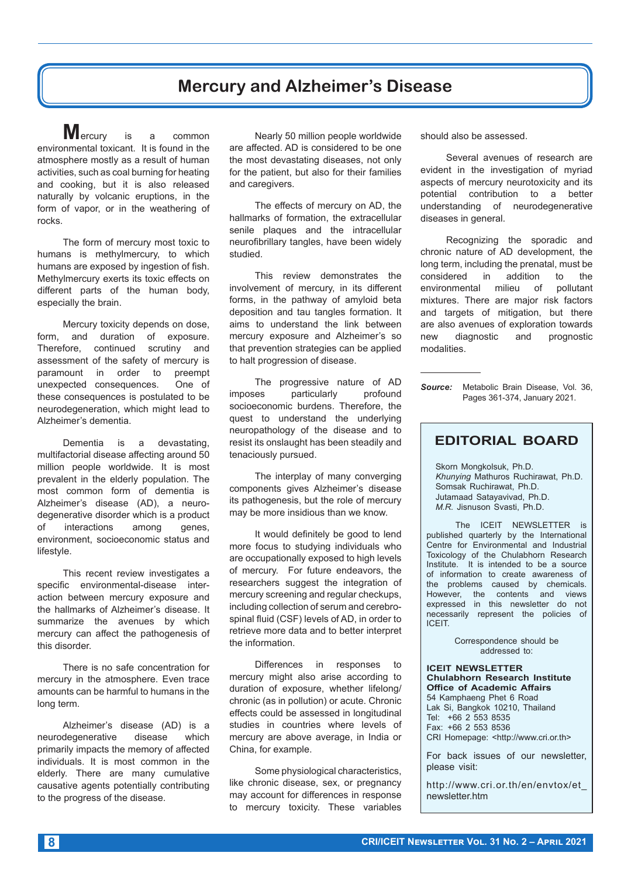# Mercury and Alzheimer's Disease

Mercury is a common environmental toxicant. It is found in the atmosphere mostly as a result of human activities, such as coal burning for heating and cooking, but it is also released naturally by volcanic eruptions, in the form of vapor, or in the weathering of rocks.

The form of mercury most toxic to humans is methylmercury, to which humans are exposed by ingestion of fish. Methylmercury exerts its toxic effects on different parts of the human body, especially the brain.

Mercury toxicity depends on dose, form, and duration of exposure. Therefore, continued scrutiny and assessment of the safety of mercury is paramount in order to preempt unexpected consequences. One of these consequences is postulated to be neurodegeneration, which might lead to Alzheimer's dementia.

Dementia is a devastating, multifactorial disease affecting around 50 million people worldwide. It is most prevalent in the elderly population. The most common form of dementia is Alzheimer's disease (AD), a neuro-degenerative disorder which is a product of interactions among genes, environment, socioeconomic status and lifestyle.

This recent review investigates a specific environmental-disease inter-action between mercury exposure and the hallmarks of Alzheimer's disease. It summarize the avenues by which mercury can affect the pathogenesis of this disorder.

There is no safe concentration for mercury in the atmosphere. Even trace amounts can be harmful to humans in the long term.

Alzheimer's disease (AD) is a neurodegenerative disease which primarily impacts the memory of affected individuals. It is most common in the elderly. There are many cumulative causative agents potentially contributing to the progress of the disease.

Nearly 50 million people worldwide are affected. AD is considered to be one the most devastating diseases, not only for the patient, but also for their families and caregivers.

The effects of mercury on AD, the hallmarks of formation, the extracellular senile plaques and the intracellular neurofibrillary tangles, have been widely studied.

This review demonstrates the involvement of mercury, in its different forms, in the pathway of amyloid beta deposition and tau tangles formation. It aims to understand the link between mercury exposure and Alzheimer's so that prevention strategies can be applied to halt progression of disease.

The progressive nature of AD imposes particularly profound socioeconomic burdens. Therefore, the quest to understand the underlying neuropathology of the disease and to resist its onslaught has been steadily and tenaciously pursued.

The interplay of many converging components gives Alzheimer's disease its pathogenesis, but the role of mercury may be more insidious than we know.

It would definitely be good to lend more focus to studying individuals who are occupationally exposed to high levels of mercury. For future endeavors, the researchers suggest the integration of mercury screening and regular checkups, including collection of serum and cerebro-spinal fluid (CSF) levels of AD, in order to retrieve more data and to better interpret the information.

Differences in responses to mercury might also arise according to duration of exposure, whether lifelong/chronic (as in pollution) or acute. Chronic effects could be assessed in longitudinal studies in countries where levels of mercury are above average, in India or China, for example.

Some physiological characteristics, like chronic disease, sex, or pregnancy may account for differences in response to mercury toxicity. These variables should also be assessed.

Several avenues of research are evident in the investigation of myriad aspects of mercury neurotoxicity and its potential contribution to a better understanding of neurodegenerative diseases in general.

Recognizing the sporadic and chronic nature of AD development, the long term, including the prenatal, must be considered in addition to the environmental milieu of pollutant mixtures. There are major risk factors and targets of mitigation, but there are also avenues of exploration towards new diagnostic and prognostic modalities.

---

***Source:*** Metabolic Brain Disease, Vol. 36, Pages 361-374, January 2021.

## EDITORIAL BOARD

Skorn Mongkolsuk, Ph.D.
*Khunying* Mathuros Ruchirawat, Ph.D.
Somsak Ruchirawat, Ph.D.
Jutamaad Satayavivad, Ph.D.
*M.R.* Jisnuson Svasti, Ph.D.

The ICEIT NEWSLETTER is published quarterly by the International Centre for Environmental and Industrial Toxicology of the Chulabhorn Research Institute. It is intended to be a source of information to create awareness of the problems caused by chemicals. However, the contents and views expressed in this newsletter do not necessarily represent the policies of ICEIT.

Correspondence should be addressed to:

**ICEIT NEWSLETTER**
**Chulabhorn Research Institute**
**Office of Academic Affairs**
54 Kamphaeng Phet 6 Road
Lak Si, Bangkok 10210, Thailand
Tel: +66 2 553 8535
Fax: +66 2 553 8536
CRI Homepage: <http://www.cri.or.th>

For back issues of our newsletter, please visit:

http://www.cri.or.th/en/envtox/et_newsletter.htm